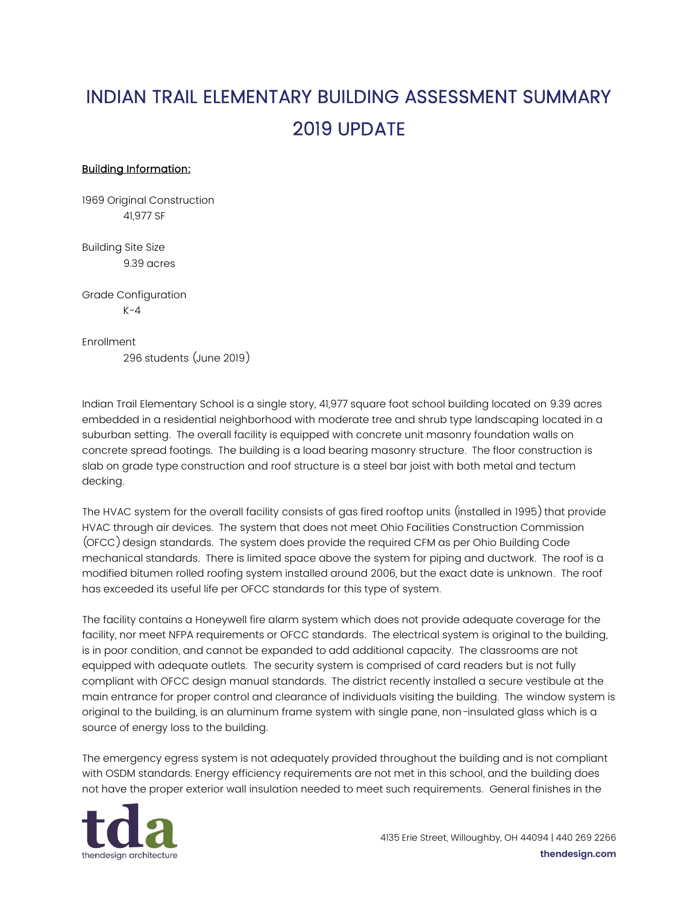# INDIAN TRAIL ELEMENTARY BUILDING ASSESSMENT SUMMARY 2019 UPDATE

**Building Information:**

1969 Original Construction
41,977 SF

Building Site Size
9.39 acres

Grade Configuration
K-4

Enrollment
296 students (June 2019)

Indian Trail Elementary School is a single story, 41,977 square foot school building located on 9.39 acres embedded in a residential neighborhood with moderate tree and shrub type landscaping located in a suburban setting. The overall facility is equipped with concrete unit masonry foundation walls on concrete spread footings. The building is a load bearing masonry structure. The floor construction is slab on grade type construction and roof structure is a steel bar joist with both metal and tectum decking.

The HVAC system for the overall facility consists of gas fired rooftop units (installed in 1995) that provide HVAC through air devices. The system that does not meet Ohio Facilities Construction Commission (OFCC) design standards. The system does provide the required CFM as per Ohio Building Code mechanical standards. There is limited space above the system for piping and ductwork. The roof is a modified bitumen rolled roofing system installed around 2006, but the exact date is unknown. The roof has exceeded its useful life per OFCC standards for this type of system.

The facility contains a Honeywell fire alarm system which does not provide adequate coverage for the facility, nor meet NFPA requirements or OFCC standards. The electrical system is original to the building, is in poor condition, and cannot be expanded to add additional capacity. The classrooms are not equipped with adequate outlets. The security system is comprised of card readers but is not fully compliant with OFCC design manual standards. The district recently installed a secure vestibule at the main entrance for proper control and clearance of individuals visiting the building. The window system is original to the building, is an aluminum frame system with single pane, non-insulated glass which is a source of energy loss to the building.

The emergency egress system is not adequately provided throughout the building and is not compliant with OSDM standards. Energy efficiency requirements are not met in this school, and the building does not have the proper exterior wall insulation needed to meet such requirements. General finishes in the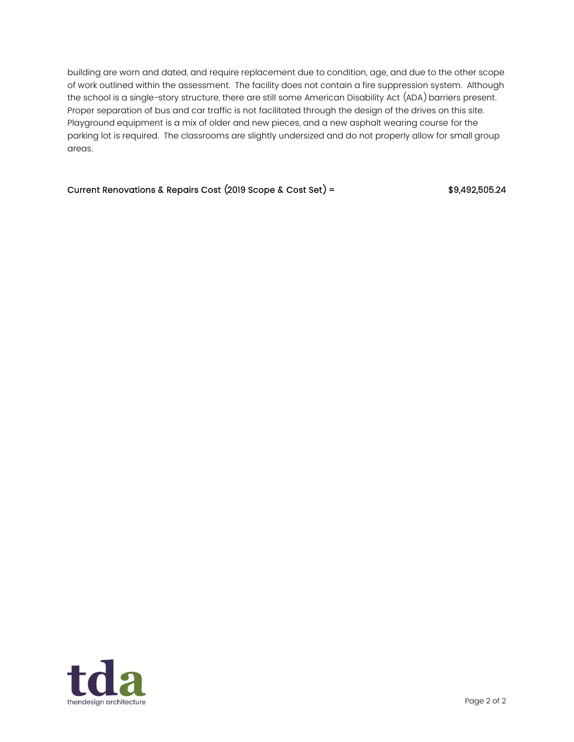building are worn and dated, and require replacement due to condition, age, and due to the other scope of work outlined within the assessment. The facility does not contain a fire suppression system. Although the school is a single-story structure, there are still some American Disability Act (ADA) barriers present. Proper separation of bus and car traffic is not facilitated through the design of the drives on this site. Playground equipment is a mix of older and new pieces, and a new asphalt wearing course for the parking lot is required. The classrooms are slightly undersized and do not properly allow for small group areas.

Current Renovations & Repairs Cost (2019 Scope & Cost Set) = $9,492,505.24